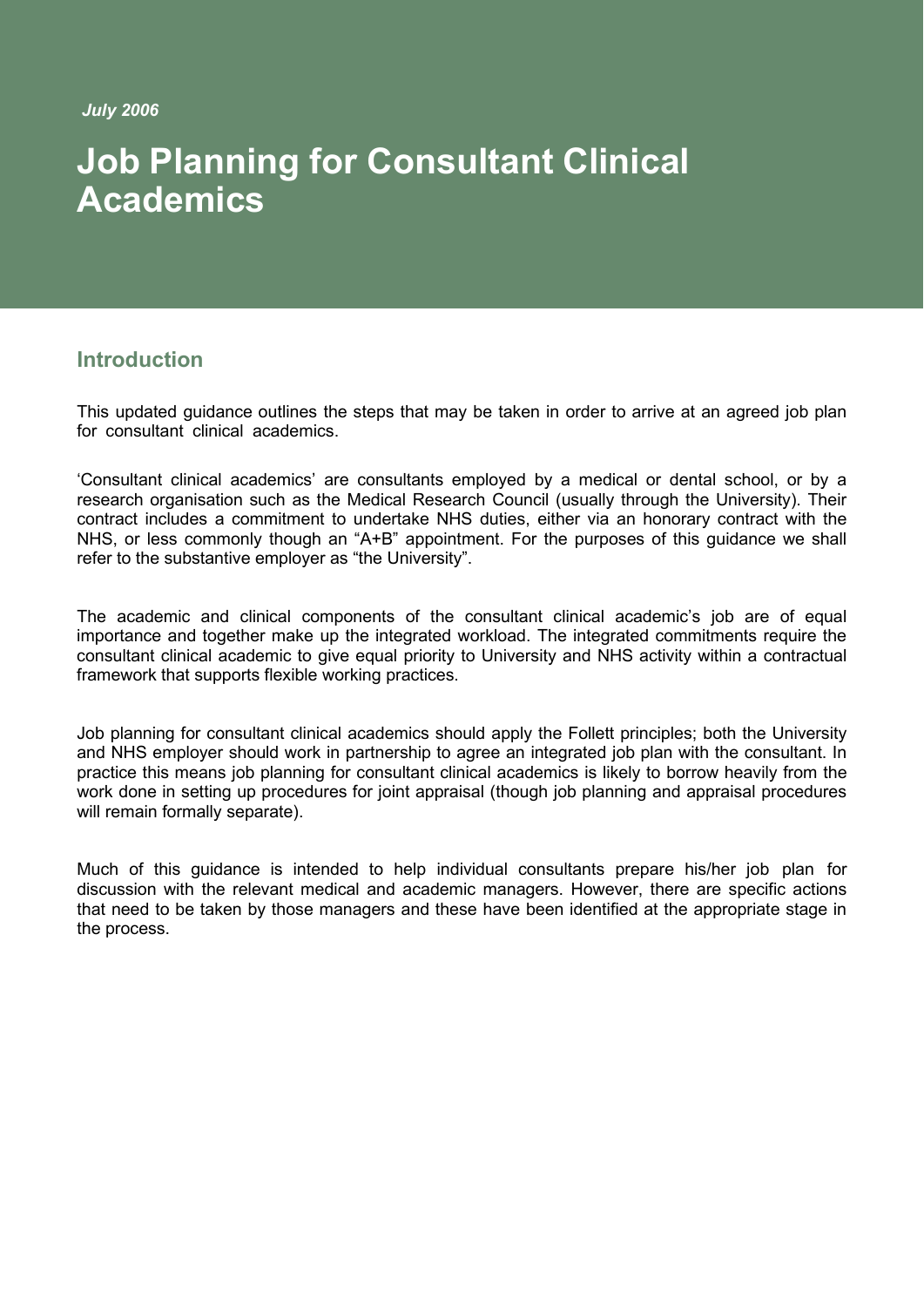*July 2006*

# Job Planning for Consultant Clinical Academics

## Introduction

This updated guidance outlines the steps that may be taken in order to arrive at an agreed job plan for consultant clinical academics.

'Consultant clinical academics' are consultants employed by a medical or dental school, or by a research organisation such as the Medical Research Council (usually through the University). Their contract includes a commitment to undertake NHS duties, either via an honorary contract with the NHS, or less commonly though an "A+B" appointment. For the purposes of this guidance we shall refer to the substantive employer as "the University".

The academic and clinical components of the consultant clinical academic's job are of equal importance and together make up the integrated workload. The integrated commitments require the consultant clinical academic to give equal priority to University and NHS activity within a contractual framework that supports flexible working practices.

Job planning for consultant clinical academics should apply the Follett principles; both the University and NHS employer should work in partnership to agree an integrated job plan with the consultant. In practice this means job planning for consultant clinical academics is likely to borrow heavily from the work done in setting up procedures for joint appraisal (though job planning and appraisal procedures will remain formally separate).

Much of this guidance is intended to help individual consultants prepare his/her job plan for discussion with the relevant medical and academic managers. However, there are specific actions that need to be taken by those managers and these have been identified at the appropriate stage in the process.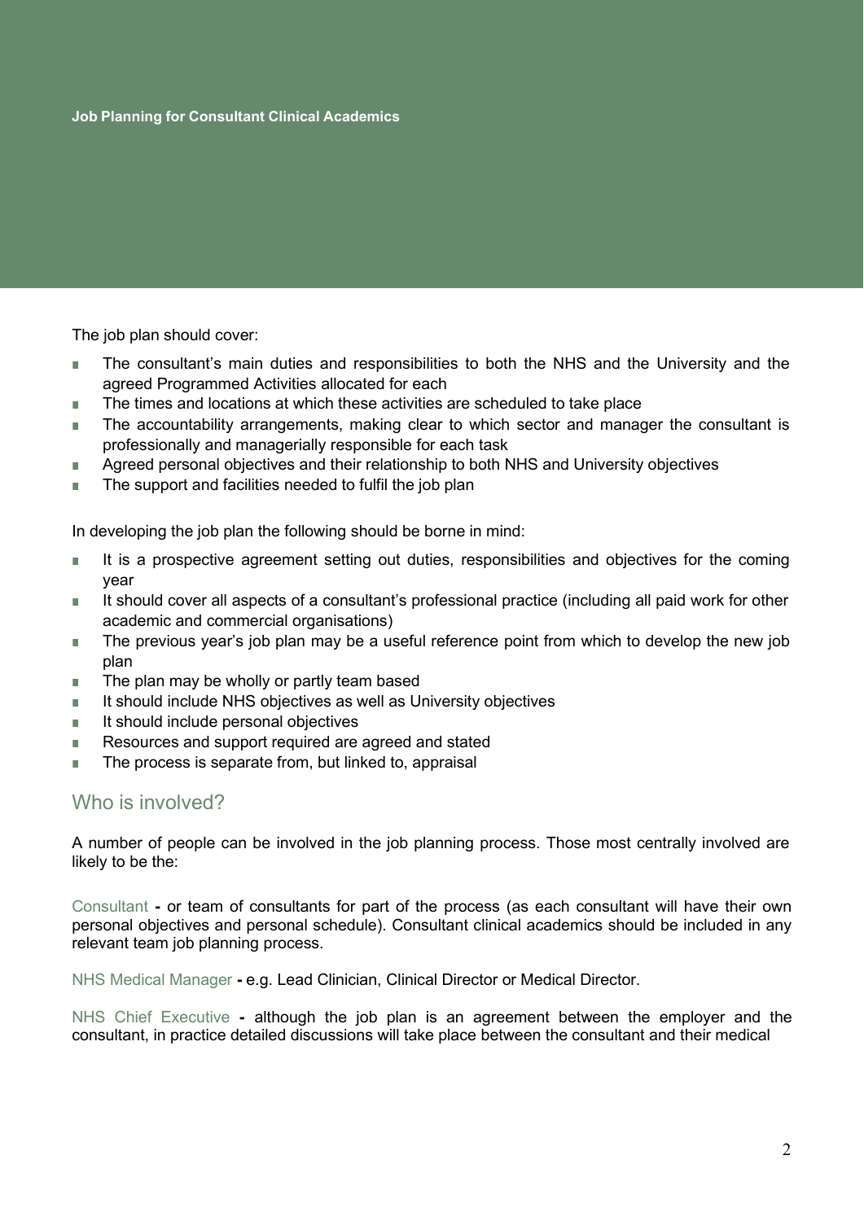The job plan should cover:

- The consultant's main duties and responsibilities to both the NHS and the University and the agreed Programmed Activities allocated for each
- The times and locations at which these activities are scheduled to take place
- The accountability arrangements, making clear to which sector and manager the consultant is professionally and managerially responsible for each task
- Agreed personal objectives and their relationship to both NHS and University objectives
- The support and facilities needed to fulfil the job plan

In developing the job plan the following should be borne in mind:

- It is a prospective agreement setting out duties, responsibilities and objectives for the coming year
- It should cover all aspects of a consultant's professional practice (including all paid work for other academic and commercial organisations)
- The previous year's job plan may be a useful reference point from which to develop the new job plan
- The plan may be wholly or partly team based
- It should include NHS objectives as well as University objectives
- It should include personal objectives
- Resources and support required are agreed and stated
- The process is separate from, but linked to, appraisal

## Who is involved?

A number of people can be involved in the job planning process. Those most centrally involved are likely to be the:

Consultant **-** or team of consultants for part of the process (as each consultant will have their own personal objectives and personal schedule). Consultant clinical academics should be included in any relevant team job planning process.

NHS Medical Manager **-** e.g. Lead Clinician, Clinical Director or Medical Director.

NHS Chief Executive **-** although the job plan is an agreement between the employer and the consultant, in practice detailed discussions will take place between the consultant and their medical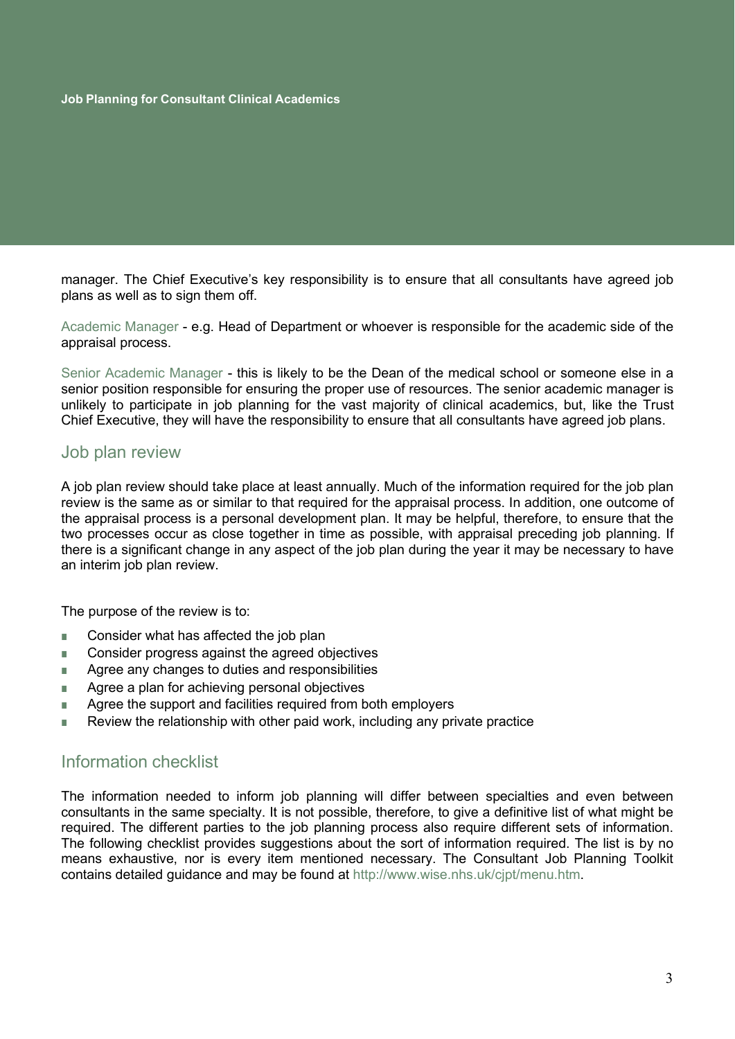manager. The Chief Executive's key responsibility is to ensure that all consultants have agreed job plans as well as to sign them off.

Academic Manager - e.g. Head of Department or whoever is responsible for the academic side of the appraisal process.

Senior Academic Manager - this is likely to be the Dean of the medical school or someone else in a senior position responsible for ensuring the proper use of resources. The senior academic manager is unlikely to participate in job planning for the vast majority of clinical academics, but, like the Trust Chief Executive, they will have the responsibility to ensure that all consultants have agreed job plans.

## Job plan review

A job plan review should take place at least annually. Much of the information required for the job plan review is the same as or similar to that required for the appraisal process. In addition, one outcome of the appraisal process is a personal development plan. It may be helpful, therefore, to ensure that the two processes occur as close together in time as possible, with appraisal preceding job planning. If there is a significant change in any aspect of the job plan during the year it may be necessary to have an interim job plan review.

The purpose of the review is to:

- Consider what has affected the job plan
- Consider progress against the agreed objectives
- Agree any changes to duties and responsibilities
- Agree a plan for achieving personal objectives
- Agree the support and facilities required from both employers
- Review the relationship with other paid work, including any private practice

## Information checklist

The information needed to inform job planning will differ between specialties and even between consultants in the same specialty. It is not possible, therefore, to give a definitive list of what might be required. The different parties to the job planning process also require different sets of information. The following checklist provides suggestions about the sort of information required. The list is by no means exhaustive, nor is every item mentioned necessary. The Consultant Job Planning Toolkit contains detailed guidance and may be found at http://www.wise.nhs.uk/cjpt/menu.htm.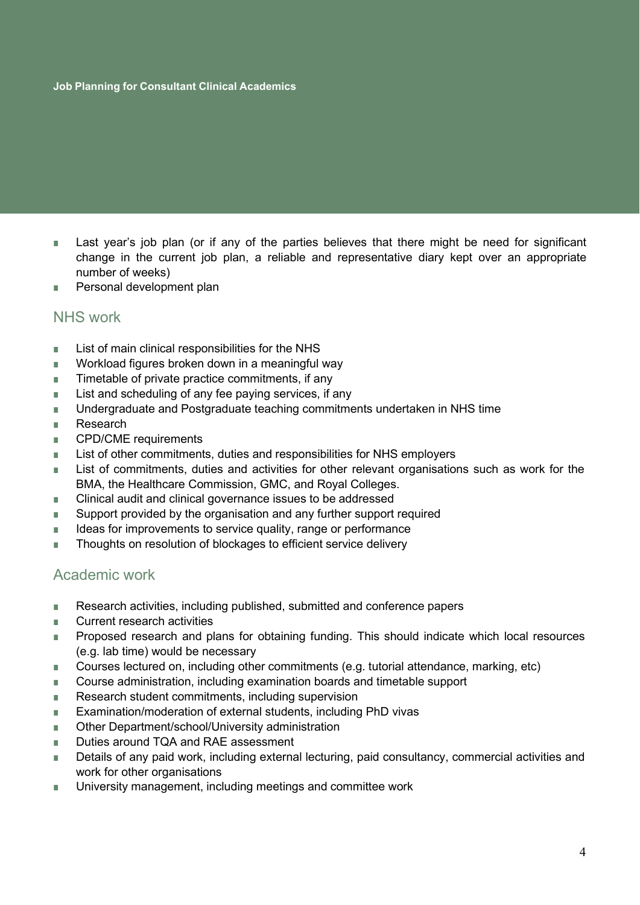- Last year's job plan (or if any of the parties believes that there might be need for significant change in the current job plan, a reliable and representative diary kept over an appropriate number of weeks)
- Personal development plan

## NHS work

- List of main clinical responsibilities for the NHS
- Workload figures broken down in a meaningful way
- Timetable of private practice commitments, if any
- List and scheduling of any fee paying services, if any
- Undergraduate and Postgraduate teaching commitments undertaken in NHS time
- Research
- CPD/CME requirements
- List of other commitments, duties and responsibilities for NHS employers
- List of commitments, duties and activities for other relevant organisations such as work for the BMA, the Healthcare Commission, GMC, and Royal Colleges.
- Clinical audit and clinical governance issues to be addressed
- Support provided by the organisation and any further support required
- Ideas for improvements to service quality, range or performance
- Thoughts on resolution of blockages to efficient service delivery

## Academic work

- Research activities, including published, submitted and conference papers
- Current research activities
- Proposed research and plans for obtaining funding. This should indicate which local resources (e.g. lab time) would be necessary
- Courses lectured on, including other commitments (e.g. tutorial attendance, marking, etc)
- Course administration, including examination boards and timetable support
- Research student commitments, including supervision
- Examination/moderation of external students, including PhD vivas
- Other Department/school/University administration
- Duties around TQA and RAE assessment
- Details of any paid work, including external lecturing, paid consultancy, commercial activities and work for other organisations
- University management, including meetings and committee work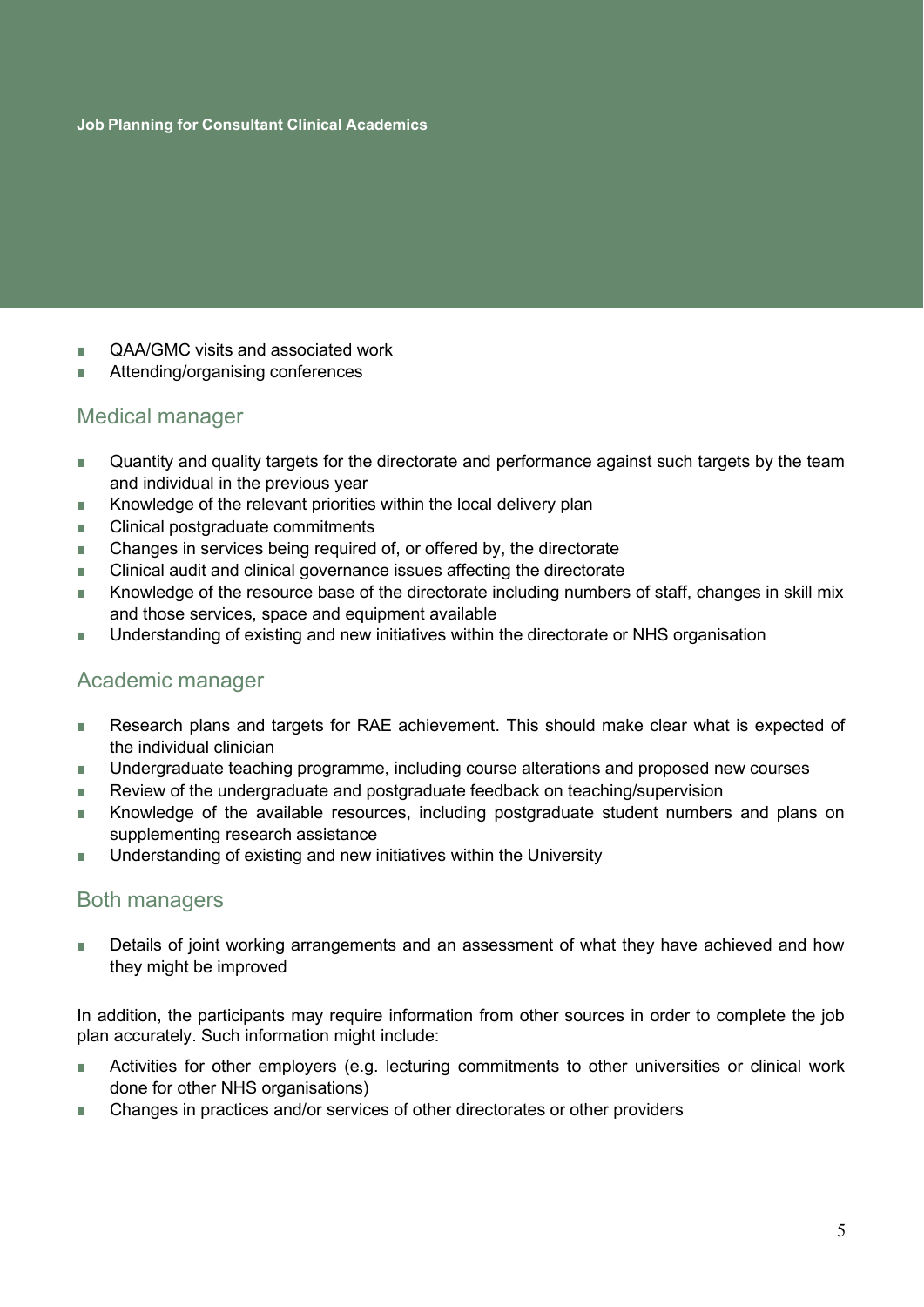- QAA/GMC visits and associated work
- Attending/organising conferences

## Medical manager

- Quantity and quality targets for the directorate and performance against such targets by the team and individual in the previous year
- Knowledge of the relevant priorities within the local delivery plan
- Clinical postgraduate commitments
- Changes in services being required of, or offered by, the directorate
- Clinical audit and clinical governance issues affecting the directorate
- Knowledge of the resource base of the directorate including numbers of staff, changes in skill mix and those services, space and equipment available
- Understanding of existing and new initiatives within the directorate or NHS organisation

## Academic manager

- Research plans and targets for RAE achievement. This should make clear what is expected of the individual clinician
- Undergraduate teaching programme, including course alterations and proposed new courses
- Review of the undergraduate and postgraduate feedback on teaching/supervision
- Knowledge of the available resources, including postgraduate student numbers and plans on supplementing research assistance
- Understanding of existing and new initiatives within the University

## Both managers

- Details of joint working arrangements and an assessment of what they have achieved and how they might be improved

In addition, the participants may require information from other sources in order to complete the job plan accurately. Such information might include:

- Activities for other employers (e.g. lecturing commitments to other universities or clinical work done for other NHS organisations)
- Changes in practices and/or services of other directorates or other providers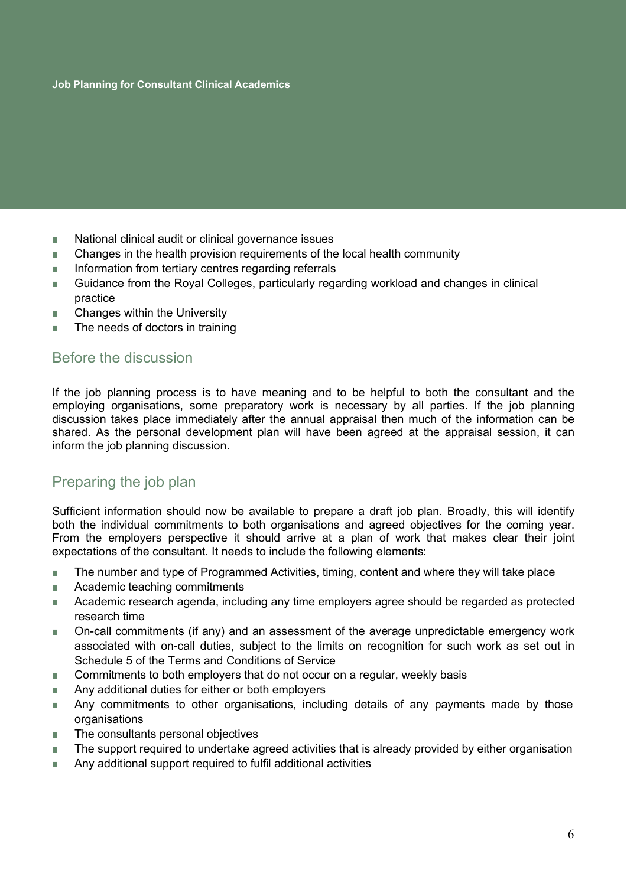- National clinical audit or clinical governance issues
- Changes in the health provision requirements of the local health community
- Information from tertiary centres regarding referrals
- Guidance from the Royal Colleges, particularly regarding workload and changes in clinical practice
- Changes within the University
- The needs of doctors in training

## Before the discussion

If the job planning process is to have meaning and to be helpful to both the consultant and the employing organisations, some preparatory work is necessary by all parties. If the job planning discussion takes place immediately after the annual appraisal then much of the information can be shared. As the personal development plan will have been agreed at the appraisal session, it can inform the job planning discussion.

## Preparing the job plan

Sufficient information should now be available to prepare a draft job plan. Broadly, this will identify both the individual commitments to both organisations and agreed objectives for the coming year. From the employers perspective it should arrive at a plan of work that makes clear their joint expectations of the consultant. It needs to include the following elements:

- The number and type of Programmed Activities, timing, content and where they will take place
- Academic teaching commitments
- Academic research agenda, including any time employers agree should be regarded as protected research time
- On-call commitments (if any) and an assessment of the average unpredictable emergency work associated with on-call duties, subject to the limits on recognition for such work as set out in Schedule 5 of the Terms and Conditions of Service
- Commitments to both employers that do not occur on a regular, weekly basis
- Any additional duties for either or both employers
- Any commitments to other organisations, including details of any payments made by those organisations
- The consultants personal objectives
- The support required to undertake agreed activities that is already provided by either organisation
- Any additional support required to fulfil additional activities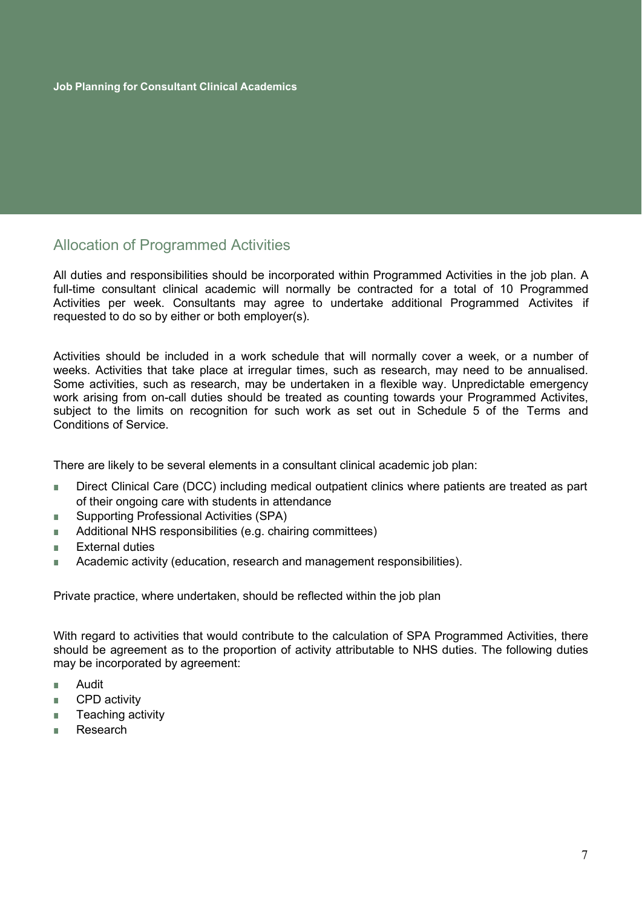## Allocation of Programmed Activities

All duties and responsibilities should be incorporated within Programmed Activities in the job plan. A full-time consultant clinical academic will normally be contracted for a total of 10 Programmed Activities per week. Consultants may agree to undertake additional Programmed Activites if requested to do so by either or both employer(s).

Activities should be included in a work schedule that will normally cover a week, or a number of weeks. Activities that take place at irregular times, such as research, may need to be annualised. Some activities, such as research, may be undertaken in a flexible way. Unpredictable emergency work arising from on-call duties should be treated as counting towards your Programmed Activites, subject to the limits on recognition for such work as set out in Schedule 5 of the Terms and Conditions of Service.

There are likely to be several elements in a consultant clinical academic job plan:

- Direct Clinical Care (DCC) including medical outpatient clinics where patients are treated as part of their ongoing care with students in attendance
- Supporting Professional Activities (SPA)
- Additional NHS responsibilities (e.g. chairing committees)
- External duties
- Academic activity (education, research and management responsibilities).

Private practice, where undertaken, should be reflected within the job plan

With regard to activities that would contribute to the calculation of SPA Programmed Activities, there should be agreement as to the proportion of activity attributable to NHS duties. The following duties may be incorporated by agreement:

- Audit
- CPD activity
- Teaching activity
- Research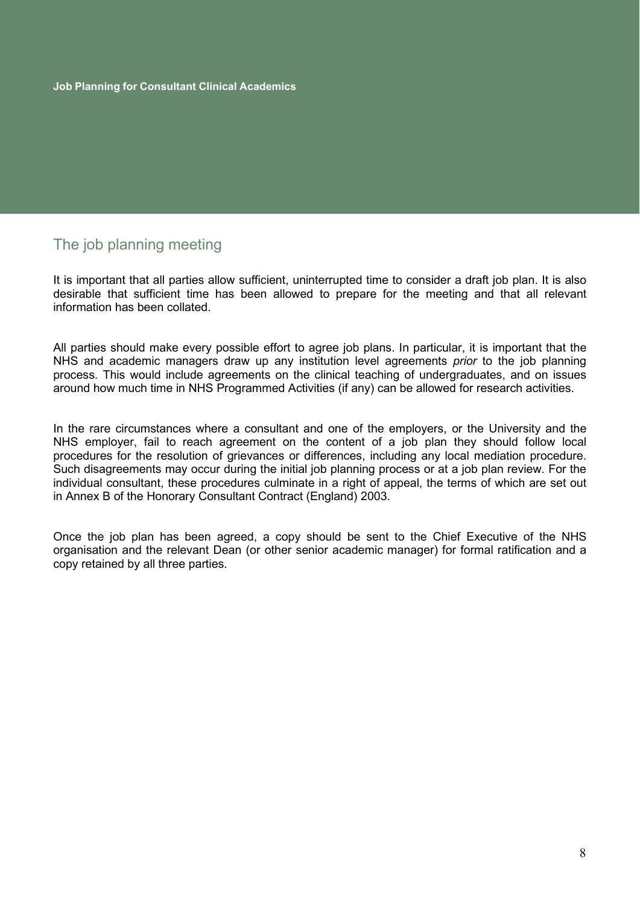## The job planning meeting

It is important that all parties allow sufficient, uninterrupted time to consider a draft job plan. It is also desirable that sufficient time has been allowed to prepare for the meeting and that all relevant information has been collated.

All parties should make every possible effort to agree job plans. In particular, it is important that the NHS and academic managers draw up any institution level agreements *prior* to the job planning process. This would include agreements on the clinical teaching of undergraduates, and on issues around how much time in NHS Programmed Activities (if any) can be allowed for research activities.

In the rare circumstances where a consultant and one of the employers, or the University and the NHS employer, fail to reach agreement on the content of a job plan they should follow local procedures for the resolution of grievances or differences, including any local mediation procedure. Such disagreements may occur during the initial job planning process or at a job plan review. For the individual consultant, these procedures culminate in a right of appeal, the terms of which are set out in Annex B of the Honorary Consultant Contract (England) 2003.

Once the job plan has been agreed, a copy should be sent to the Chief Executive of the NHS organisation and the relevant Dean (or other senior academic manager) for formal ratification and a copy retained by all three parties.